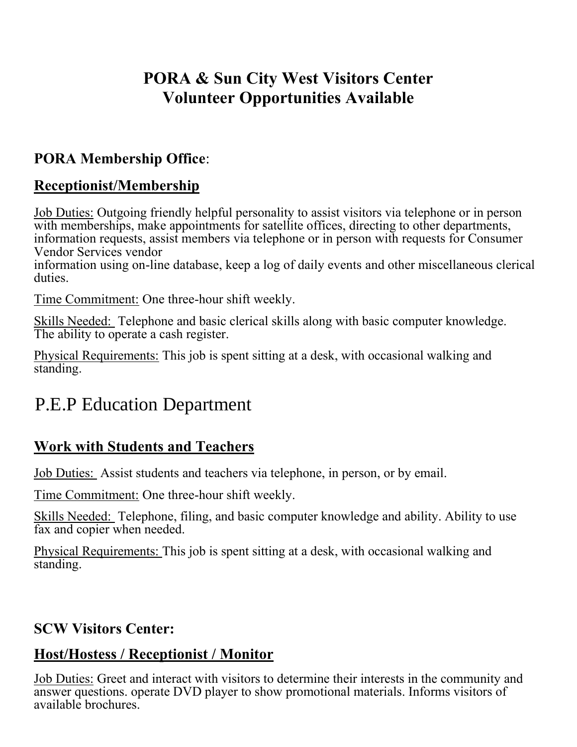# PORA & Sun City West Visitors Center
# Volunteer Opportunities Available

**PORA Membership Office**:

## Receptionist/Membership

Job Duties: Outgoing friendly helpful personality to assist visitors via telephone or in person with memberships, make appointments for satellite offices, directing to other departments, information requests, assist members via telephone or in person with requests for Consumer Vendor Services vendor
information using on-line database, keep a log of daily events and other miscellaneous clerical duties.

Time Commitment: One three-hour shift weekly.

Skills Needed: Telephone and basic clerical skills along with basic computer knowledge. The ability to operate a cash register.

Physical Requirements: This job is spent sitting at a desk, with occasional walking and standing.

# P.E.P Education Department

## Work with Students and Teachers

Job Duties: Assist students and teachers via telephone, in person, or by email.

Time Commitment: One three-hour shift weekly.

Skills Needed: Telephone, filing, and basic computer knowledge and ability. Ability to use fax and copier when needed.

Physical Requirements: This job is spent sitting at a desk, with occasional walking and standing.

**SCW Visitors Center:**

## Host/Hostess / Receptionist / Monitor

Job Duties: Greet and interact with visitors to determine their interests in the community and answer questions. operate DVD player to show promotional materials. Informs visitors of available brochures.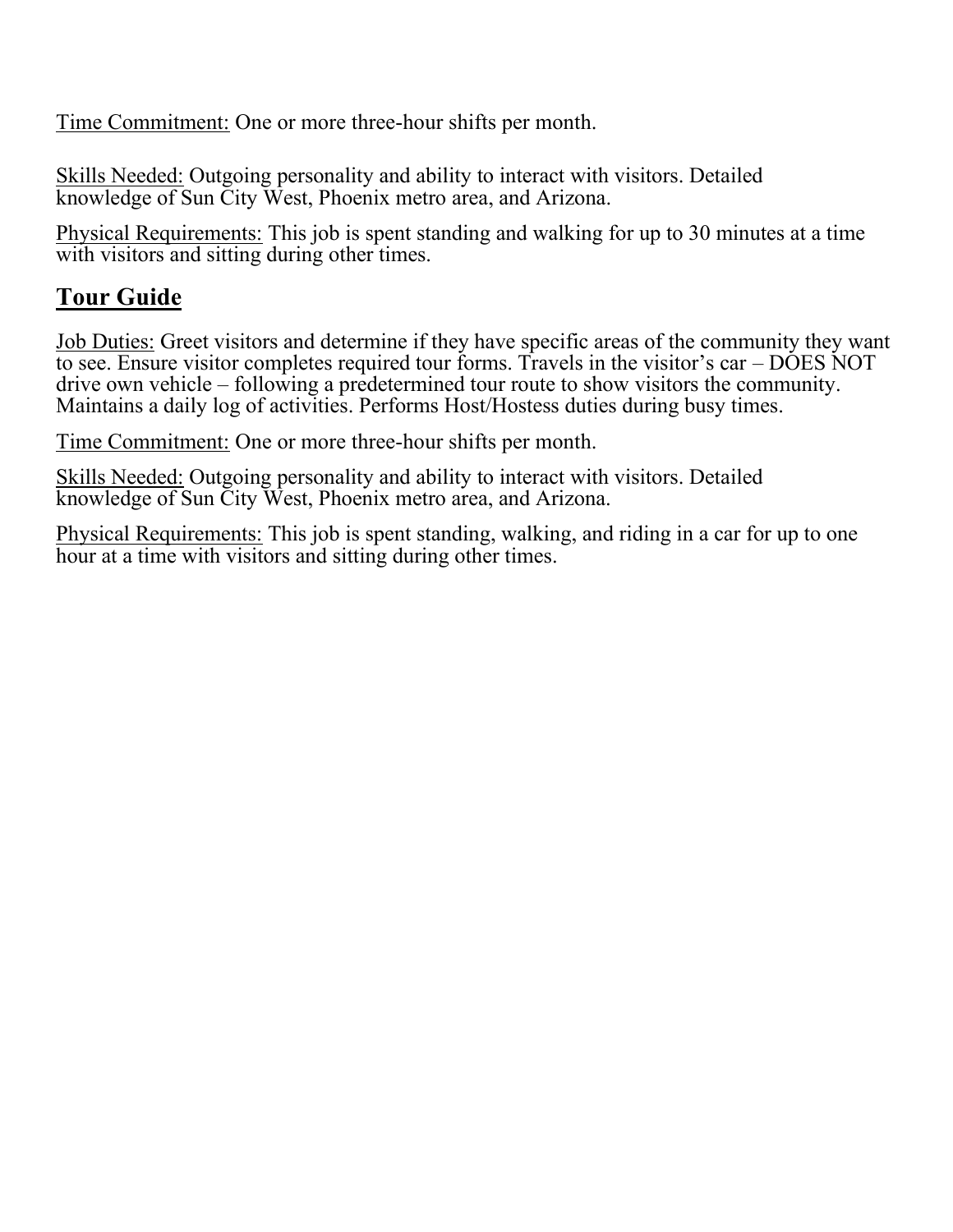Time Commitment: One or more three-hour shifts per month.

Skills Needed: Outgoing personality and ability to interact with visitors. Detailed knowledge of Sun City West, Phoenix metro area, and Arizona.

Physical Requirements: This job is spent standing and walking for up to 30 minutes at a time with visitors and sitting during other times.

## Tour Guide

Job Duties: Greet visitors and determine if they have specific areas of the community they want to see. Ensure visitor completes required tour forms. Travels in the visitor's car – DOES NOT drive own vehicle – following a predetermined tour route to show visitors the community. Maintains a daily log of activities. Performs Host/Hostess duties during busy times.

Time Commitment: One or more three-hour shifts per month.

Skills Needed: Outgoing personality and ability to interact with visitors. Detailed knowledge of Sun City West, Phoenix metro area, and Arizona.

Physical Requirements: This job is spent standing, walking, and riding in a car for up to one hour at a time with visitors and sitting during other times.